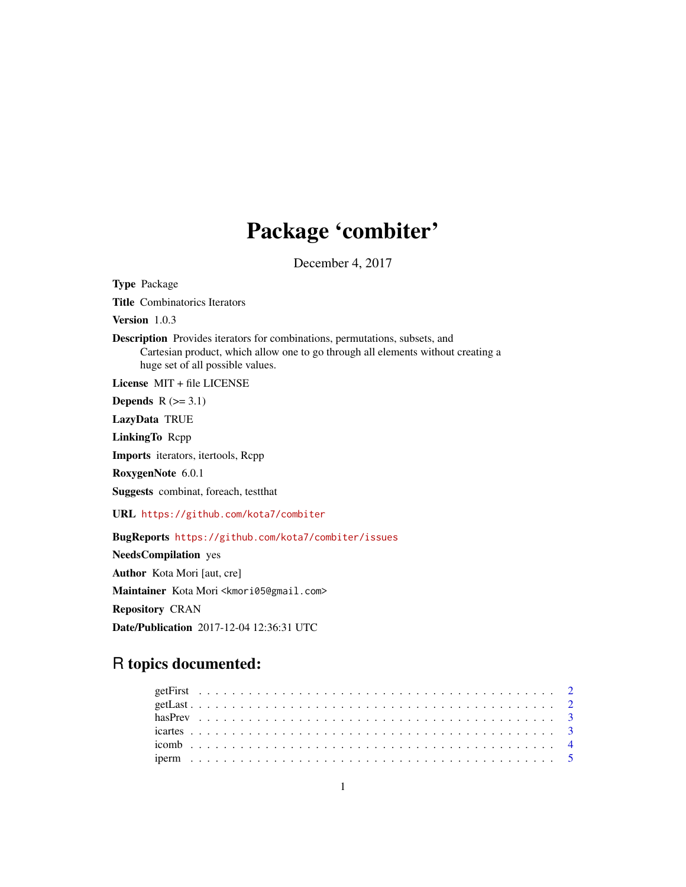# Package 'combiter'

December 4, 2017

**Type** Package

**Title** Combinatorics Iterators

**Version** 1.0.3

**Description** Provides iterators for combinations, permutations, subsets, and Cartesian product, which allow one to go through all elements without creating a huge set of all possible values.

**License** MIT + file LICENSE

**Depends** R (>= 3.1)

**LazyData** TRUE

**LinkingTo** Rcpp

**Imports** iterators, itertools, Rcpp

**RoxygenNote** 6.0.1

**Suggests** combinat, foreach, testthat

**URL** https://github.com/kota7/combiter

**BugReports** https://github.com/kota7/combiter/issues

**NeedsCompilation** yes

**Author** Kota Mori [aut, cre]

**Maintainer** Kota Mori <kmori05@gmail.com>

**Repository** CRAN

**Date/Publication** 2017-12-04 12:36:31 UTC

## R topics documented:

- getFirst . . . . . . . . . . . . . . . . . . . . . . . . . . . . . . . . . . . . . . . . . . 2
- getLast . . . . . . . . . . . . . . . . . . . . . . . . . . . . . . . . . . . . . . . . . . 2
- hasPrev . . . . . . . . . . . . . . . . . . . . . . . . . . . . . . . . . . . . . . . . . . 3
- icartes . . . . . . . . . . . . . . . . . . . . . . . . . . . . . . . . . . . . . . . . . . 3
- icomb . . . . . . . . . . . . . . . . . . . . . . . . . . . . . . . . . . . . . . . . . . 4
- iperm . . . . . . . . . . . . . . . . . . . . . . . . . . . . . . . . . . . . . . . . . . 5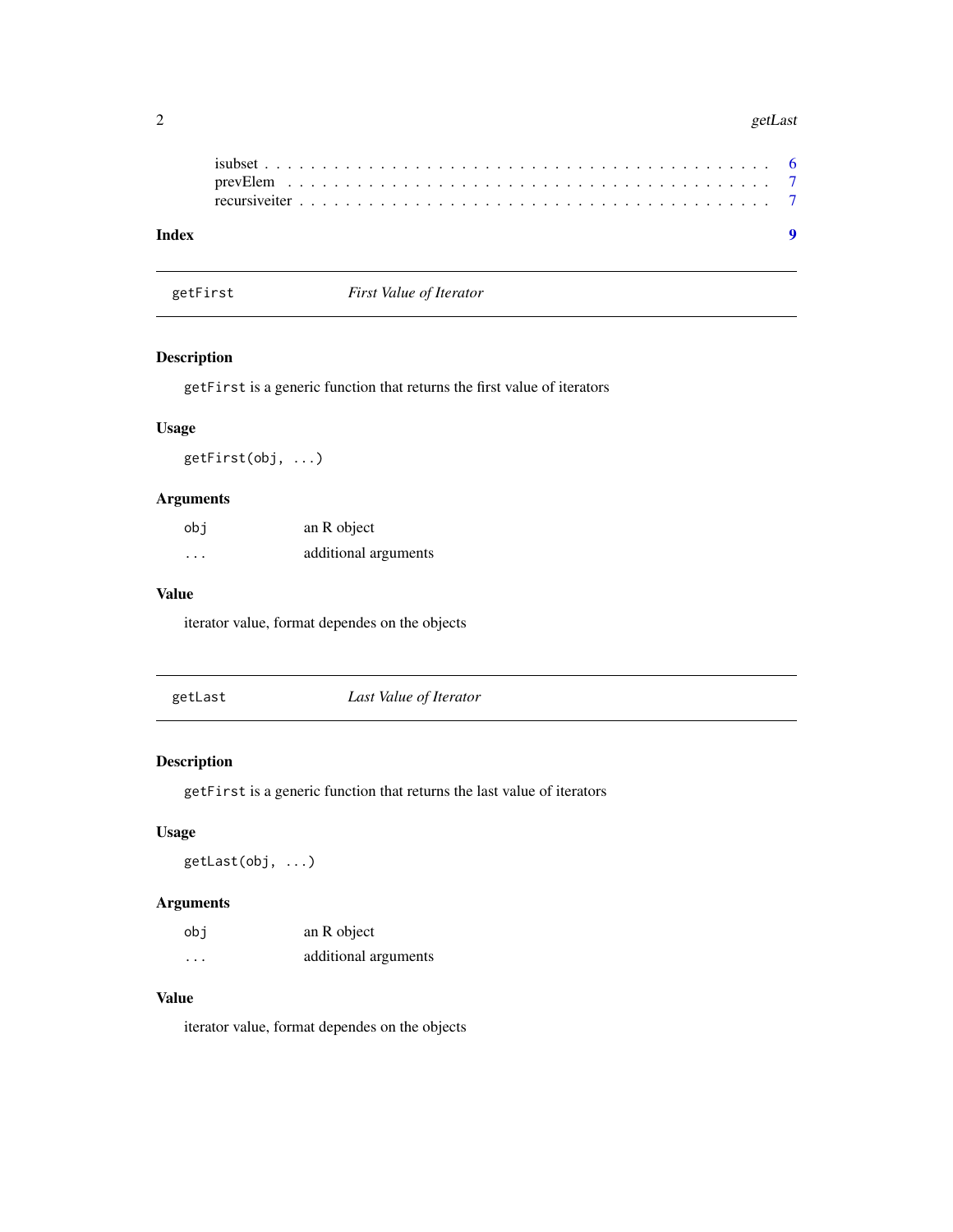isubset . . . . . . . . . . . . . . . . . . . . . . . . . . . . . . . . . . . . . . . . 6
prevElem . . . . . . . . . . . . . . . . . . . . . . . . . . . . . . . . . . . . . . . 7
recursiveiter . . . . . . . . . . . . . . . . . . . . . . . . . . . . . . . . . . . . . 7

**Index** **9**

---

## getFirst *First Value of Iterator*

---

### Description

`getFirst` is a generic function that returns the first value of iterators

### Usage

```
getFirst(obj, ...)
```

### Arguments

| | |
|---|---|
| `obj` | an R object |
| `...` | additional arguments |

### Value

iterator value, format dependes on the objects

---

## getLast *Last Value of Iterator*

---

### Description

`getFirst` is a generic function that returns the last value of iterators

### Usage

```
getLast(obj, ...)
```

### Arguments

| | |
|---|---|
| `obj` | an R object |
| `...` | additional arguments |

### Value

iterator value, format dependes on the objects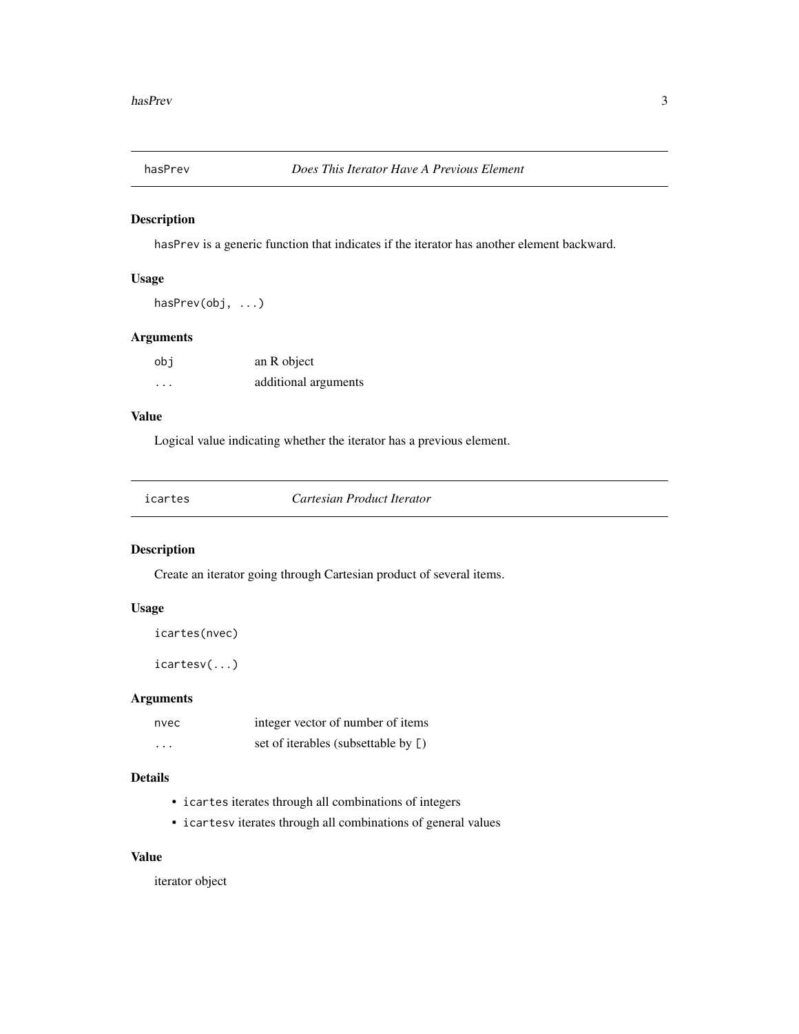## hasPrev — *Does This Iterator Have A Previous Element*

### Description

`hasPrev` is a generic function that indicates if the iterator has another element backward.

### Usage

```
hasPrev(obj, ...)
```

### Arguments

| | |
|---|---|
| `obj` | an R object |
| `...` | additional arguments |

### Value

Logical value indicating whether the iterator has a previous element.

## icartes — *Cartesian Product Iterator*

### Description

Create an iterator going through Cartesian product of several items.

### Usage

```
icartes(nvec)

icartesv(...)
```

### Arguments

| | |
|---|---|
| `nvec` | integer vector of number of items |
| `...` | set of iterables (subsettable by `[`) |

### Details

- `icartes` iterates through all combinations of integers
- `icartesv` iterates through all combinations of general values

### Value

iterator object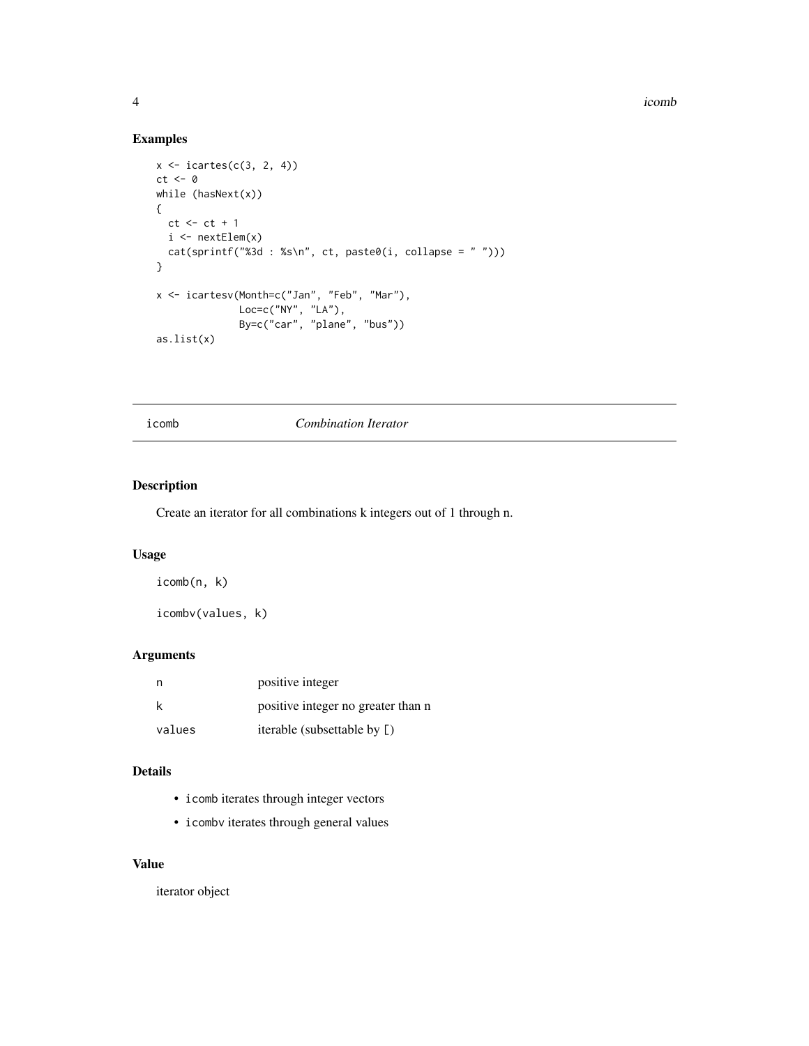## Examples

```
x <- icartes(c(3, 2, 4))
ct <- 0
while (hasNext(x))
{
  ct <- ct + 1
  i <- nextElem(x)
  cat(sprintf("%3d : %s\n", ct, paste0(i, collapse = " ")))
}

x <- icartesv(Month=c("Jan", "Feb", "Mar"),
              Loc=c("NY", "LA"),
              By=c("car", "plane", "bus"))
as.list(x)
```

---

# icomb *Combination Iterator*

---

## Description

Create an iterator for all combinations k integers out of 1 through n.

## Usage

```
icomb(n, k)

icombv(values, k)
```

## Arguments

| | |
|---|---|
| n | positive integer |
| k | positive integer no greater than n |
| values | iterable (subsettable by `[`) |

## Details

- `icomb` iterates through integer vectors
- `icombv` iterates through general values

## Value

iterator object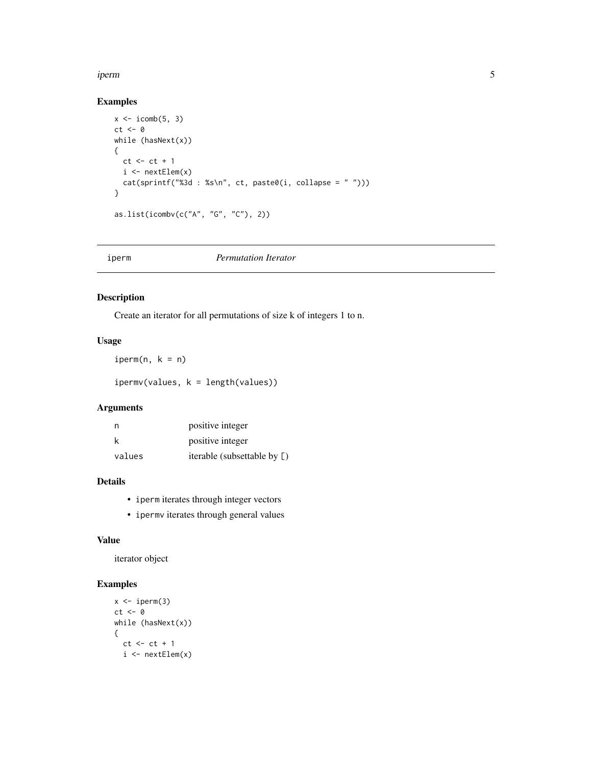### Examples

```
x <- icomb(5, 3)
ct <- 0
while (hasNext(x))
{
  ct <- ct + 1
  i <- nextElem(x)
  cat(sprintf("%3d : %s\n", ct, paste0(i, collapse = " ")))
}

as.list(icombv(c("A", "G", "C"), 2))
```

---

## iperm *Permutation Iterator*

---

### Description

Create an iterator for all permutations of size k of integers 1 to n.

### Usage

```
iperm(n, k = n)

ipermv(values, k = length(values))
```

### Arguments

| | |
|---|---|
| n | positive integer |
| k | positive integer |
| values | iterable (subsettable by [) |

### Details

- iperm iterates through integer vectors
- ipermv iterates through general values

### Value

iterator object

### Examples

```
x <- iperm(3)
ct <- 0
while (hasNext(x))
{
  ct <- ct + 1
  i <- nextElem(x)
```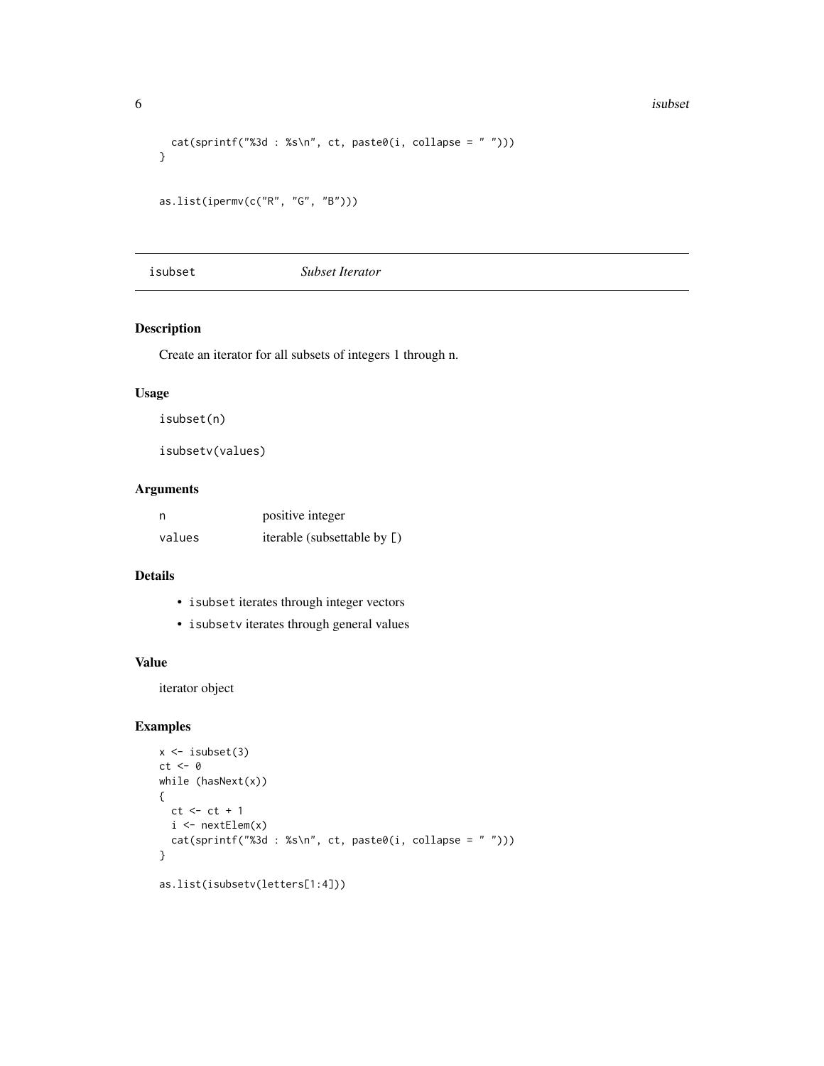```
  cat(sprintf("%3d : %s\n", ct, paste0(i, collapse = " ")))
}

as.list(ipermv(c("R", "G", "B")))
```

---

## isubset — *Subset Iterator*

### Description

Create an iterator for all subsets of integers 1 through n.

### Usage

```
isubset(n)

isubsetv(values)
```

### Arguments

| | |
|---|---|
| n | positive integer |
| values | iterable (subsettable by [) |

### Details

- `isubset` iterates through integer vectors
- `isubsetv` iterates through general values

### Value

iterator object

### Examples

```
x <- isubset(3)
ct <- 0
while (hasNext(x))
{
  ct <- ct + 1
  i <- nextElem(x)
  cat(sprintf("%3d : %s\n", ct, paste0(i, collapse = " ")))
}

as.list(isubsetv(letters[1:4]))
```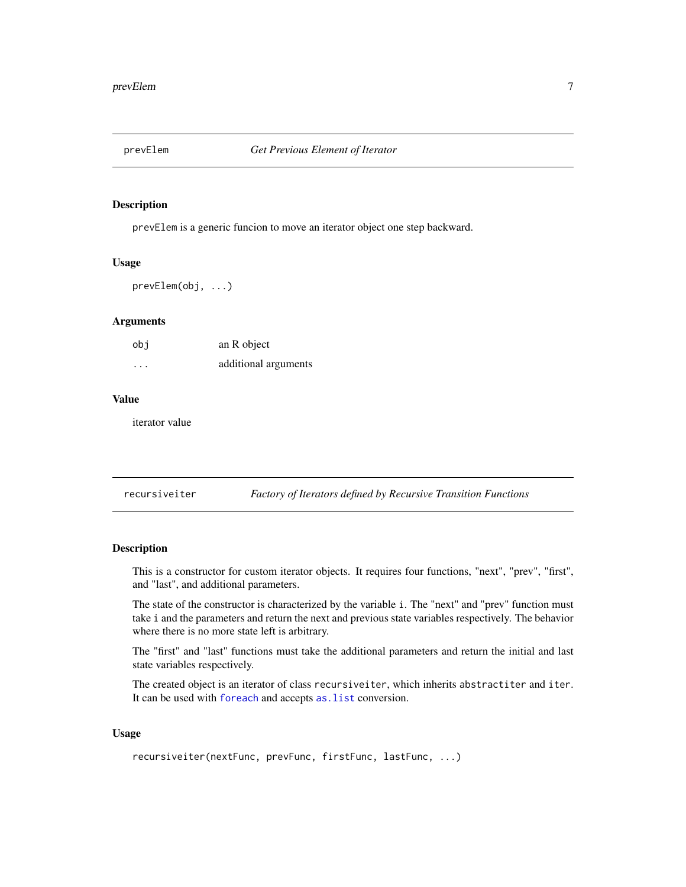## prevElem — *Get Previous Element of Iterator*

### Description

`prevElem` is a generic funcion to move an iterator object one step backward.

### Usage

```
prevElem(obj, ...)
```

### Arguments

| | |
|---|---|
| `obj` | an R object |
| `...` | additional arguments |

### Value

iterator value

## recursiveiter — *Factory of Iterators defined by Recursive Transition Functions*

### Description

This is a constructor for custom iterator objects. It requires four functions, "next", "prev", "first", and "last", and additional parameters.

The state of the constructor is characterized by the variable `i`. The "next" and "prev" function must take `i` and the parameters and return the next and previous state variables respectively. The behavior where there is no more state left is arbitrary.

The "first" and "last" functions must take the additional parameters and return the initial and last state variables respectively.

The created object is an iterator of class `recursiveiter`, which inherits `abstractiter` and `iter`. It can be used with `foreach` and accepts `as.list` conversion.

### Usage

```
recursiveiter(nextFunc, prevFunc, firstFunc, lastFunc, ...)
```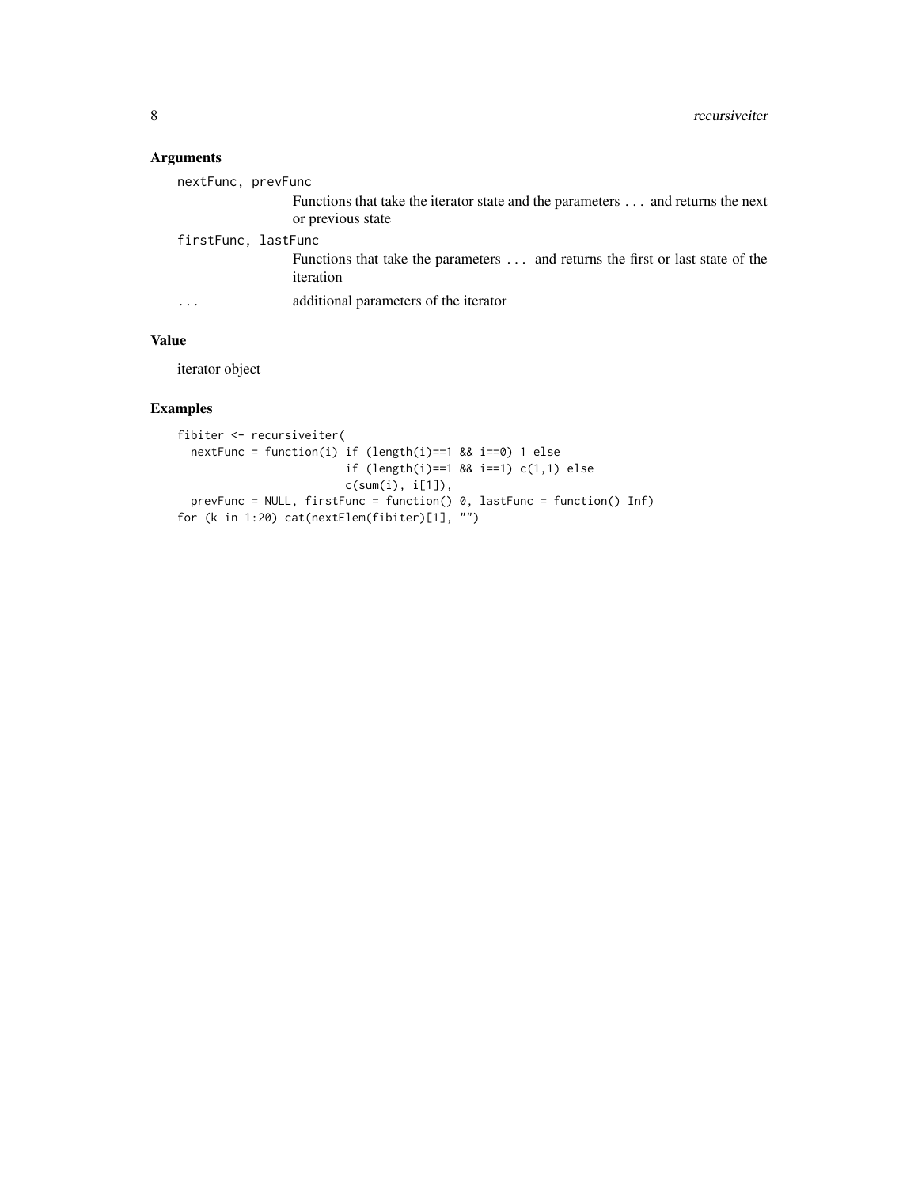### Arguments

`nextFunc, prevFunc`
: Functions that take the iterator state and the parameters ... and returns the next or previous state

`firstFunc, lastFunc`
: Functions that take the parameters ... and returns the first or last state of the iteration

`...`
: additional parameters of the iterator

### Value

iterator object

### Examples

```
fibiter <- recursiveiter(
  nextFunc = function(i) if (length(i)==1 && i==0) 1 else
                         if (length(i)==1 && i==1) c(1,1) else
                         c(sum(i), i[1]),
  prevFunc = NULL, firstFunc = function() 0, lastFunc = function() Inf)
for (k in 1:20) cat(nextElem(fibiter)[1], "")
```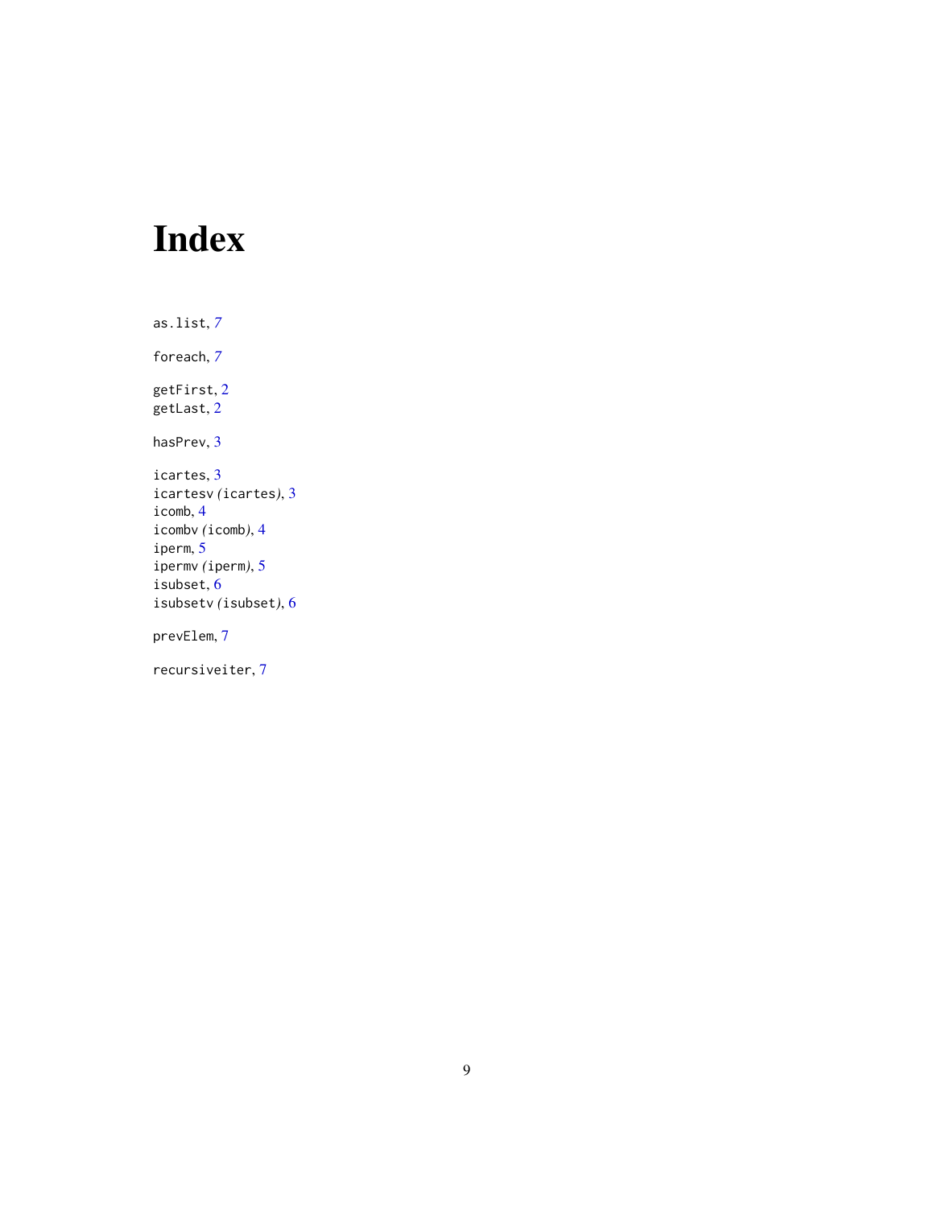# Index

as.list, *7*

foreach, *7*

getFirst, 2
getLast, 2

hasPrev, 3

icartes, 3
icartesv *(*icartes*)*, 3
icomb, 4
icombv *(*icomb*)*, 4
iperm, 5
ipermv *(*iperm*)*, 5
isubset, 6
isubsetv *(*isubset*)*, 6

prevElem, 7

recursiveiter, 7